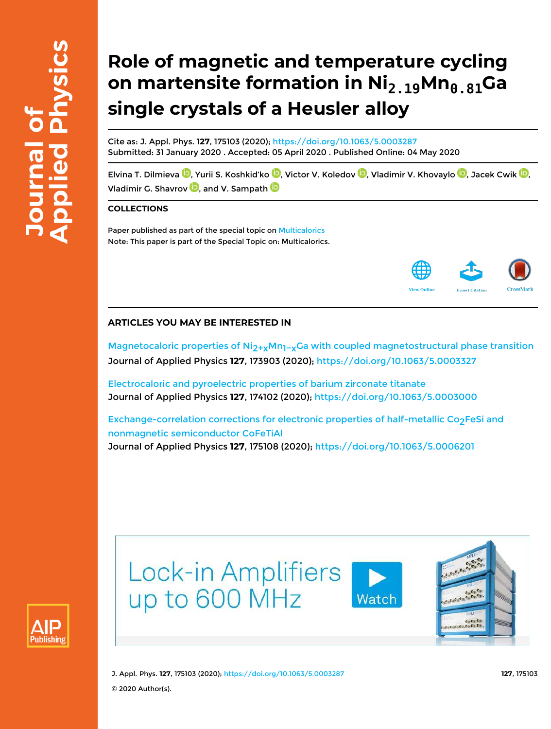# Role of magnetic and temperature cycling on martensite formation in $Ni_{2.19}Mn_{0.81}Ga$ single crystals of a Heusler alloy

Cite as: J. Appl. Phys. **127**, 175103 (2020); https://doi.org/10.1063/5.0003287
Submitted: 31 January 2020 . Accepted: 05 April 2020 . Published Online: 04 May 2020

Elvina T. Dilmieva, Yurii S. Koshkid'ko, Victor V. Koledov, Vladimir V. Khovaylo, Jacek Cwik, Vladimir G. Shavrov, and V. Sampath

## COLLECTIONS

Paper published as part of the special topic on Multicalorics
Note: This paper is part of the Special Topic on: Multicalorics.

## ARTICLES YOU MAY BE INTERESTED IN

Magnetocaloric properties of $Ni_{2+x}Mn_{1-x}Ga$ with coupled magnetostructural phase transition
Journal of Applied Physics **127**, 173903 (2020); https://doi.org/10.1063/5.0003327

Electrocaloric and pyroelectric properties of barium zirconate titanate
Journal of Applied Physics **127**, 174102 (2020); https://doi.org/10.1063/5.0003000

Exchange-correlation corrections for electronic properties of half-metallic $Co_2FeSi$ and nonmagnetic semiconductor CoFeTiAl
Journal of Applied Physics **127**, 175108 (2020); https://doi.org/10.1063/5.0006201

© 2020 Author(s).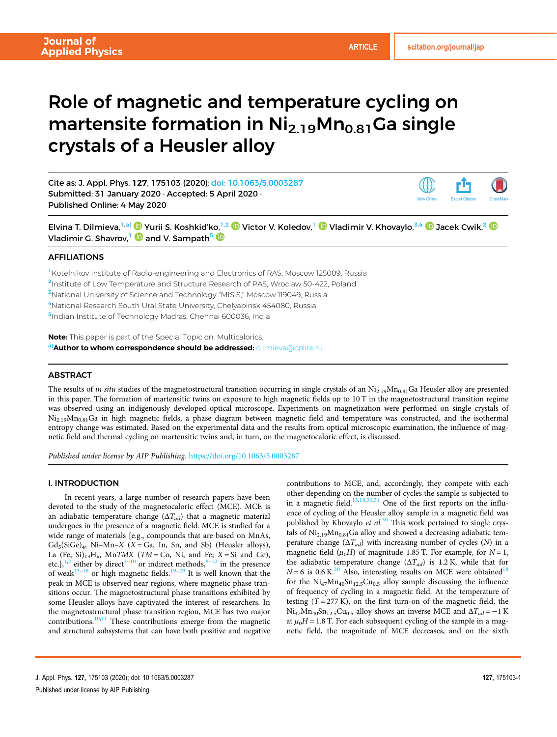# Role of magnetic and temperature cycling on martensite formation in $Ni_{2.19}Mn_{0.81}Ga$ single crystals of a Heusler alloy

Cite as: J. Appl. Phys. **127**, 175103 (2020); doi: 10.1063/5.0003287
Submitted: 31 January 2020 · Accepted: 5 April 2020 ·
Published Online: 4 May 2020

Elvina T. Dilmieva,[1,a)] Yurii S. Koshkid'ko,[1,2] Victor V. Koledov,[1] Vladimir V. Khovaylo,[3,4] Jacek Cwik,[2] Vladimir G. Shavrov,[1] and V. Sampath[5]

## AFFILIATIONS

[1]Kotelnikov Institute of Radio-engineering and Electronics of RAS, Moscow 125009, Russia
[2]Institute of Low Temperature and Structure Research of PAS, Wroclaw 50-422, Poland
[3]National University of Science and Technology "MISiS," Moscow 119049, Russia
[4]National Research South Ural State University, Chelyabinsk 454080, Russia
[5]Indian Institute of Technology Madras, Chennai 600036, India

**Note:** This paper is part of the Special Topic on: Multicalorics.
[a)]**Author to whom correspondence should be addressed:** dilmieva@cplire.ru

## ABSTRACT

The results of *in situ* studies of the magnetostructural transition occurring in single crystals of an $Ni_{2.19}Mn_{0.81}Ga$ Heusler alloy are presented in this paper. The formation of martensitic twins on exposure to high magnetic fields up to 10 T in the magnetostructural transition regime was observed using an indigenously developed optical microscope. Experiments on magnetization were performed on single crystals of $Ni_{2.19}Mn_{0.81}Ga$ in high magnetic fields, a phase diagram between magnetic field and temperature was constructed, and the isothermal entropy change was estimated. Based on the experimental data and the results from optical microscopic examination, the influence of magnetic field and thermal cycling on martensitic twins and, in turn, on the magnetocaloric effect, is discussed.

*Published under license by AIP Publishing.* https://doi.org/10.1063/5.0003287

## I. INTRODUCTION

In recent years, a large number of research papers have been devoted to the study of the magnetocaloric effect (MCE). MCE is an adiabatic temperature change ($\Delta T_{ad}$) that a magnetic material undergoes in the presence of a magnetic field. MCE is studied for a wide range of materials [e.g., compounds that are based on MnAs, $Gd_5(SiGe)_4$, Ni–Mn–*X* (*X* = Ga, In, Sn, and Sb) (Heusler alloys), La (Fe, Si)$_{13}H_x$, Mn*TMX* (*TM* = Co, Ni, and Fe; *X* = Si and Ge), etc.],[1,2] either by direct[3–10] or indirect methods,[8–12] in the presence of weak[13–18] or high magnetic fields.[19–29] It is well known that the peak in MCE is observed near regions, where magnetic phase transitions occur. The magnetostructural phase transitions exhibited by some Heusler alloys have captivated the interest of researchers. In the magnetostructural phase transition region, MCE has two major contributions.[10,11] These contributions emerge from the magnetic and structural subsystems that can have both positive and negative contributions to MCE, and, accordingly, they compete with each other depending on the number of cycles the sample is subjected to in a magnetic field.[13,18,30,31] One of the first reports on the influence of cycling of the Heusler alloy sample in a magnetic field was published by Khovaylo *et al.*[30] This work pertained to single crystals of $Ni_{2.19}Mn_{0.81}Ga$ alloy and showed a decreasing adiabatic temperature change ($\Delta T_{ad}$) with increasing number of cycles (*N*) in a magnetic field ($\mu_0 H$) of magnitude 1.85 T. For example, for *N* = 1, the adiabatic temperature change ($\Delta T_{ad}$) is 1.2 K, while that for *N* = 6 is 0.6 K.[30] Also, interesting results on MCE were obtained[18] for the $Ni_{47}Mn_{40}Sn_{12.5}Cu_{0.5}$ alloy sample discussing the influence of frequency of cycling in a magnetic field. At the temperature of testing (*T* = 277 K), on the first turn-on of the magnetic field, the $Ni_{47}Mn_{40}Sn_{12.5}Cu_{0.5}$ alloy shows an inverse MCE and $\Delta T_{ad} = -1$ K at $\mu_0 H = 1.8$ T. For each subsequent cycling of the sample in a magnetic field, the magnitude of MCE decreases, and on the sixth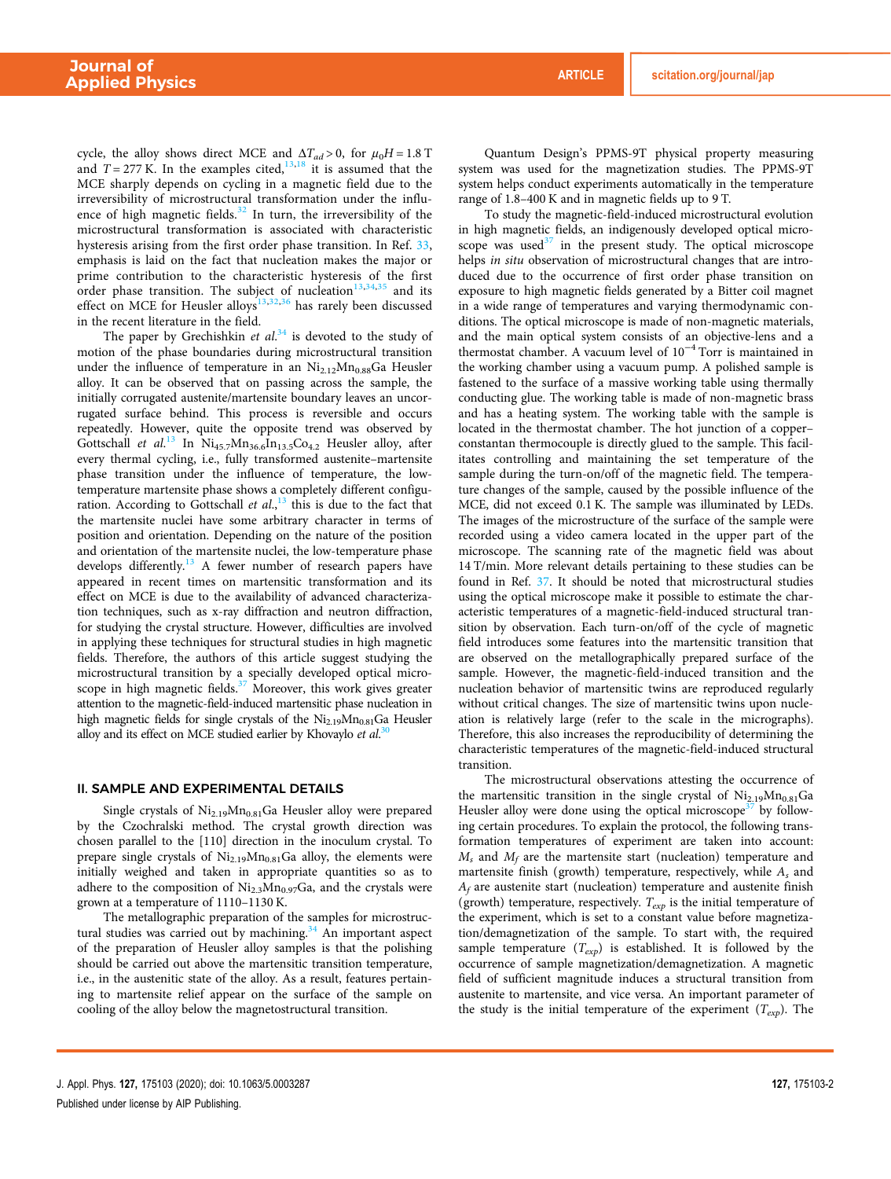cycle, the alloy shows direct MCE and $\Delta T_{ad} > 0$, for $\mu_0 H = 1.8$ T and $T = 277$ K. In the examples cited,[13,18] it is assumed that the MCE sharply depends on cycling in a magnetic field due to the irreversibility of microstructural transformation under the influence of high magnetic fields.[32] In turn, the irreversibility of the microstructural transformation is associated with characteristic hysteresis arising from the first order phase transition. In Ref. 33, emphasis is laid on the fact that nucleation makes the major or prime contribution to the characteristic hysteresis of the first order phase transition. The subject of nucleation[13,34,35] and its effect on MCE for Heusler alloys[13,32,36] has rarely been discussed in the recent literature in the field.

The paper by Grechishkin *et al.*[34] is devoted to the study of motion of the phase boundaries during microstructural transition under the influence of temperature in an $Ni_{2.12}Mn_{0.88}Ga$ Heusler alloy. It can be observed that on passing across the sample, the initially corrugated austenite/martensite boundary leaves an uncorrugated surface behind. This process is reversible and occurs repeatedly. However, quite the opposite trend was observed by Gottschall *et al.*[13] In $Ni_{45.7}Mn_{36.6}In_{13.5}Co_{4.2}$ Heusler alloy, after every thermal cycling, i.e., fully transformed austenite–martensite phase transition under the influence of temperature, the low-temperature martensite phase shows a completely different configuration. According to Gottschall *et al.*,[13] this is due to the fact that the martensite nuclei have some arbitrary character in terms of position and orientation. Depending on the nature of the position and orientation of the martensite nuclei, the low-temperature phase develops differently.[13] A fewer number of research papers have appeared in recent times on martensitic transformation and its effect on MCE is due to the availability of advanced characterization techniques, such as x-ray diffraction and neutron diffraction, for studying the crystal structure. However, difficulties are involved in applying these techniques for structural studies in high magnetic fields. Therefore, the authors of this article suggest studying the microstructural transition by a specially developed optical microscope in high magnetic fields.[37] Moreover, this work gives greater attention to the magnetic-field-induced martensitic phase nucleation in high magnetic fields for single crystals of the $Ni_{2.19}Mn_{0.81}Ga$ Heusler alloy and its effect on MCE studied earlier by Khovaylo *et al.*[30]

## II. SAMPLE AND EXPERIMENTAL DETAILS

Single crystals of $Ni_{2.19}Mn_{0.81}Ga$ Heusler alloy were prepared by the Czochralski method. The crystal growth direction was chosen parallel to the [110] direction in the inoculum crystal. To prepare single crystals of $Ni_{2.19}Mn_{0.81}Ga$ alloy, the elements were initially weighed and taken in appropriate quantities so as to adhere to the composition of $Ni_{2.3}Mn_{0.97}Ga$, and the crystals were grown at a temperature of 1110–1130 K.

The metallographic preparation of the samples for microstructural studies was carried out by machining.[34] An important aspect of the preparation of Heusler alloy samples is that the polishing should be carried out above the martensitic transition temperature, i.e., in the austenitic state of the alloy. As a result, features pertaining to martensite relief appear on the surface of the sample on cooling of the alloy below the magnetostructural transition.

Quantum Design's PPMS-9T physical property measuring system was used for the magnetization studies. The PPMS-9T system helps conduct experiments automatically in the temperature range of 1.8–400 K and in magnetic fields up to 9 T.

To study the magnetic-field-induced microstructural evolution in high magnetic fields, an indigenously developed optical microscope was used[37] in the present study. The optical microscope helps *in situ* observation of microstructural changes that are introduced due to the occurrence of first order phase transition on exposure to high magnetic fields generated by a Bitter coil magnet in a wide range of temperatures and varying thermodynamic conditions. The optical microscope is made of non-magnetic materials, and the main optical system consists of an objective-lens and a thermostat chamber. A vacuum level of $10^{-4}$ Torr is maintained in the working chamber using a vacuum pump. A polished sample is fastened to the surface of a massive working table using thermally conducting glue. The working table is made of non-magnetic brass and has a heating system. The working table with the sample is located in the thermostat chamber. The hot junction of a copper–constantan thermocouple is directly glued to the sample. This facilitates controlling and maintaining the set temperature of the sample during the turn-on/off of the magnetic field. The temperature changes of the sample, caused by the possible influence of the MCE, did not exceed 0.1 K. The sample was illuminated by LEDs. The images of the microstructure of the surface of the sample were recorded using a video camera located in the upper part of the microscope. The scanning rate of the magnetic field was about 14 T/min. More relevant details pertaining to these studies can be found in Ref. 37. It should be noted that microstructural studies using the optical microscope make it possible to estimate the characteristic temperatures of a magnetic-field-induced structural transition by observation. Each turn-on/off of the cycle of magnetic field introduces some features into the martensitic transition that are observed on the metallographically prepared surface of the sample. However, the magnetic-field-induced transition and the nucleation behavior of martensitic twins are reproduced regularly without critical changes. The size of martensitic twins upon nucleation is relatively large (refer to the scale in the micrographs). Therefore, this also increases the reproducibility of determining the characteristic temperatures of the magnetic-field-induced structural transition.

The microstructural observations attesting the occurrence of the martensitic transition in the single crystal of $Ni_{2.19}Mn_{0.81}Ga$ Heusler alloy were done using the optical microscope[37] by following certain procedures. To explain the protocol, the following transformation temperatures of experiment are taken into account: $M_s$ and $M_f$ are the martensite start (nucleation) temperature and martensite finish (growth) temperature, respectively, while $A_s$ and $A_f$ are austenite start (nucleation) temperature and austenite finish (growth) temperature, respectively. $T_{exp}$ is the initial temperature of the experiment, which is set to a constant value before magnetization/demagnetization of the sample. To start with, the required sample temperature ($T_{exp}$) is established. It is followed by the occurrence of sample magnetization/demagnetization. A magnetic field of sufficient magnitude induces a structural transition from austenite to martensite, and vice versa. An important parameter of the study is the initial temperature of the experiment ($T_{exp}$). The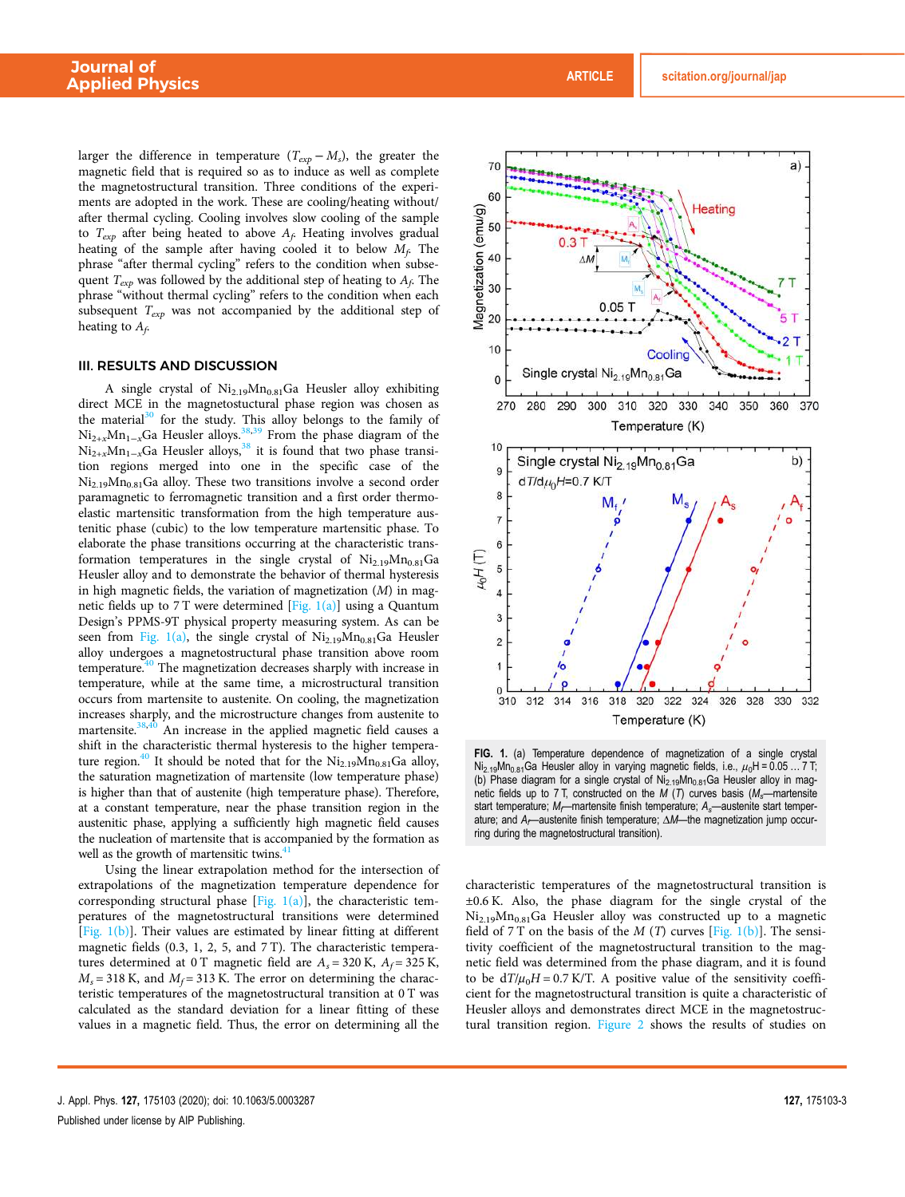larger the difference in temperature ($T_{exp} - M_s$), the greater the magnetic field that is required so as to induce as well as complete the magnetostructural transition. Three conditions of the experiments are adopted in the work. These are cooling/heating without/after thermal cycling. Cooling involves slow cooling of the sample to $T_{exp}$ after being heated to above $A_f$. Heating involves gradual heating of the sample after having cooled it to below $M_f$. The phrase "after thermal cycling" refers to the condition when subsequent $T_{exp}$ was followed by the additional step of heating to $A_f$. The phrase "without thermal cycling" refers to the condition when each subsequent $T_{exp}$ was not accompanied by the additional step of heating to $A_f$.

## III. RESULTS AND DISCUSSION

A single crystal of $Ni_{2.19}Mn_{0.81}Ga$ Heusler alloy exhibiting direct MCE in the magnetostuctural phase region was chosen as the material[30] for the study. This alloy belongs to the family of $Ni_{2+x}Mn_{1-x}Ga$ Heusler alloys.[38,39] From the phase diagram of the $Ni_{2+x}Mn_{1-x}Ga$ Heusler alloys,[38] it is found that two phase transition regions merged into one in the specific case of the $Ni_{2.19}Mn_{0.81}Ga$ alloy. These two transitions involve a second order paramagnetic to ferromagnetic transition and a first order thermoelastic martensitic transformation from the high temperature austenitic phase (cubic) to the low temperature martensitic phase. To elaborate the phase transitions occurring at the characteristic transformation temperatures in the single crystal of $Ni_{2.19}Mn_{0.81}Ga$ Heusler alloy and to demonstrate the behavior of thermal hysteresis in high magnetic fields, the variation of magnetization ($M$) in magnetic fields up to 7 T were determined [Fig. 1(a)] using a Quantum Design's PPMS-9T physical property measuring system. As can be seen from Fig. 1(a), the single crystal of $Ni_{2.19}Mn_{0.81}Ga$ Heusler alloy undergoes a magnetostructural phase transition above room temperature.[40] The magnetization decreases sharply with increase in temperature, while at the same time, a microstructural transition occurs from martensite to austenite. On cooling, the magnetization increases sharply, and the microstructure changes from austenite to martensite.[38,40] An increase in the applied magnetic field causes a shift in the characteristic thermal hysteresis to the higher temperature region.[40] It should be noted that for the $Ni_{2.19}Mn_{0.81}Ga$ alloy, the saturation magnetization of martensite (low temperature phase) is higher than that of austenite (high temperature phase). Therefore, at a constant temperature, near the phase transition region in the austenitic phase, applying a sufficiently high magnetic field causes the nucleation of martensite that is accompanied by the formation as well as the growth of martensitic twins.[41]

Using the linear extrapolation method for the intersection of extrapolations of the magnetization temperature dependence for corresponding structural phase [Fig. 1(a)], the characteristic temperatures of the magnetostructural transitions were determined [Fig. 1(b)]. Their values are estimated by linear fitting at different magnetic fields (0.3, 1, 2, 5, and 7 T). The characteristic temperatures determined at 0 T magnetic field are $A_s = 320$ K, $A_f = 325$ K, $M_s = 318$ K, and $M_f = 313$ K. The error on determining the characteristic temperatures of the magnetostructural transition at 0 T was calculated as the standard deviation for a linear fitting of these values in a magnetic field. Thus, the error on determining all the characteristic temperatures of the magnetostructural transition is ±0.6 K. Also, the phase diagram for the single crystal of the $Ni_{2.19}Mn_{0.81}Ga$ Heusler alloy was constructed up to a magnetic field of 7 T on the basis of the $M$ ($T$) curves [Fig. 1(b)]. The sensitivity coefficient of the magnetostructural transition to the magnetic field was determined from the phase diagram, and it is found to be $dT/\mu_0H = 0.7$ K/T. A positive value of the sensitivity coefficient for the magnetostructural transition is quite a characteristic of Heusler alloys and demonstrates direct MCE in the magnetostructural transition region. Figure 2 shows the results of studies on

**FIG. 1.** (a) Temperature dependence of magnetization of a single crystal $Ni_{2.19}Mn_{0.81}Ga$ Heusler alloy in varying magnetic fields, i.e., $\mu_0H = 0.05 \ldots 7$ T; (b) Phase diagram for a single crystal of $Ni_{2.19}Mn_{0.81}Ga$ Heusler alloy in magnetic fields up to 7 T, constructed on the $M$ ($T$) curves basis ($M_s$—martensite start temperature; $M_f$—martensite finish temperature; $A_s$—austenite start temperature; and $A_f$—austenite finish temperature; $\Delta M$—the magnetization jump occurring during the magnetostructural transition).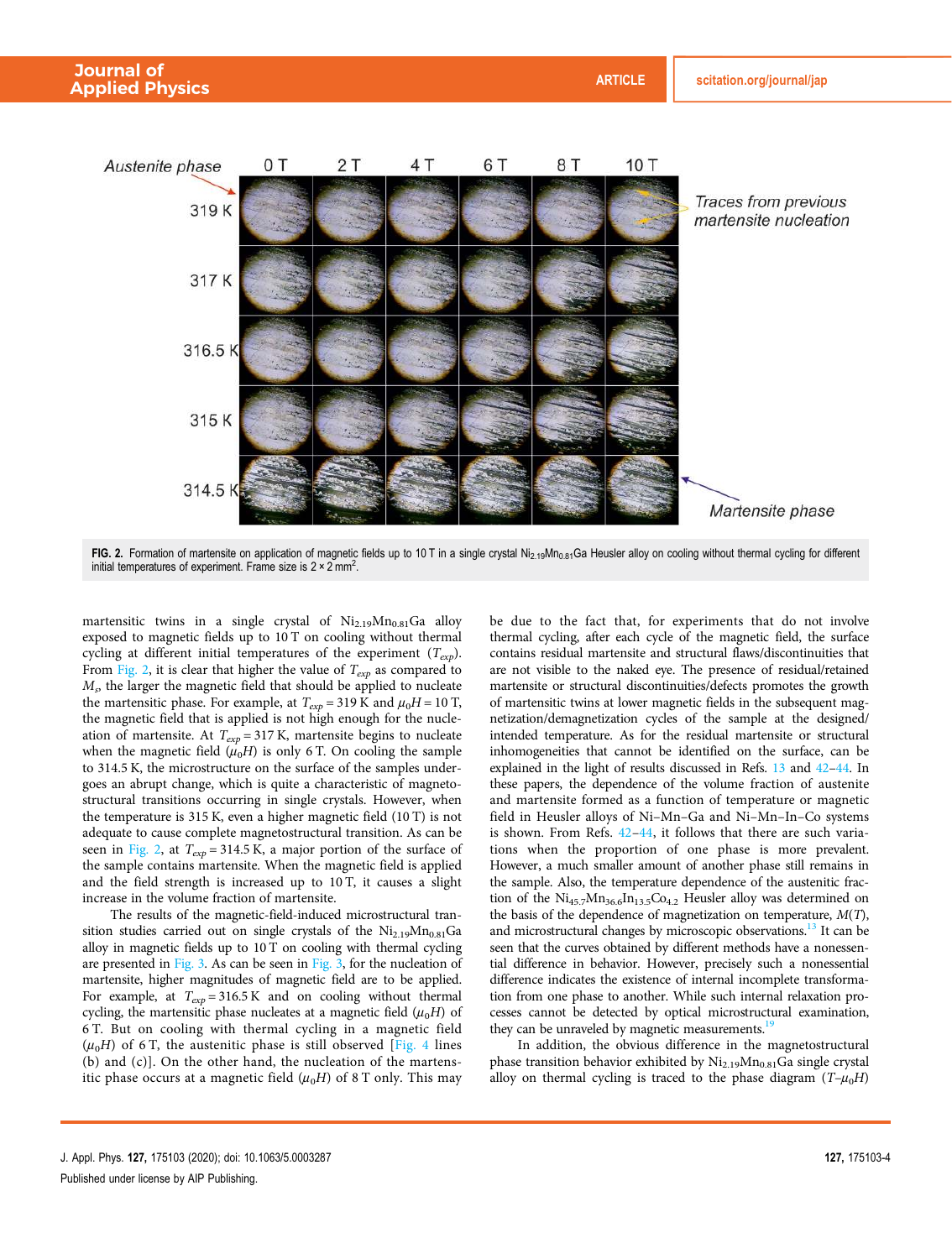FIG. 2. Formation of martensite on application of magnetic fields up to 10 T in a single crystal $Ni_{2.19}Mn_{0.81}Ga$ Heusler alloy on cooling without thermal cycling for different initial temperatures of experiment. Frame size is $2 \times 2\,mm^2$.

martensitic twins in a single crystal of $Ni_{2.19}Mn_{0.81}Ga$ alloy exposed to magnetic fields up to 10 T on cooling without thermal cycling at different initial temperatures of the experiment ($T_{exp}$). From Fig. 2, it is clear that higher the value of $T_{exp}$ as compared to $M_s$, the larger the magnetic field that should be applied to nucleate the martensitic phase. For example, at $T_{exp} = 319$ K and $\mu_0 H = 10$ T, the magnetic field that is applied is not high enough for the nucleation of martensite. At $T_{exp} = 317$ K, martensite begins to nucleate when the magnetic field ($\mu_0 H$) is only 6 T. On cooling the sample to 314.5 K, the microstructure on the surface of the samples undergoes an abrupt change, which is quite a characteristic of magnetostructural transitions occurring in single crystals. However, when the temperature is 315 K, even a higher magnetic field (10 T) is not adequate to cause complete magnetostructural transition. As can be seen in Fig. 2, at $T_{exp} = 314.5$ K, a major portion of the surface of the sample contains martensite. When the magnetic field is applied and the field strength is increased up to 10 T, it causes a slight increase in the volume fraction of martensite.

The results of the magnetic-field-induced microstructural transition studies carried out on single crystals of the $Ni_{2.19}Mn_{0.81}Ga$ alloy in magnetic fields up to 10 T on cooling with thermal cycling are presented in Fig. 3. As can be seen in Fig. 3, for the nucleation of martensite, higher magnitudes of magnetic field are to be applied. For example, at $T_{exp} = 316.5$ K and on cooling without thermal cycling, the martensitic phase nucleates at a magnetic field ($\mu_0 H$) of 6 T. But on cooling with thermal cycling in a magnetic field ($\mu_0 H$) of 6 T, the austenitic phase is still observed [Fig. 4 lines (b) and (c)]. On the other hand, the nucleation of the martensitic phase occurs at a magnetic field ($\mu_0 H$) of 8 T only. This may be due to the fact that, for experiments that do not involve thermal cycling, after each cycle of the magnetic field, the surface contains residual martensite and structural flaws/discontinuities that are not visible to the naked eye. The presence of residual/retained martensite or structural discontinuities/defects promotes the growth of martensitic twins at lower magnetic fields in the subsequent magnetization/demagnetization cycles of the sample at the designed/intended temperature. As for the residual martensite or structural inhomogeneities that cannot be identified on the surface, can be explained in the light of results discussed in Refs. 13 and 42–44. In these papers, the dependence of the volume fraction of austenite and martensite formed as a function of temperature or magnetic field in Heusler alloys of Ni–Mn–Ga and Ni–Mn–In–Co systems is shown. From Refs. 42–44, it follows that there are such variations when the proportion of one phase is more prevalent. However, a much smaller amount of another phase still remains in the sample. Also, the temperature dependence of the austenitic fraction of the $Ni_{45.7}Mn_{36.6}In_{13.5}Co_{4.2}$ Heusler alloy was determined on the basis of the dependence of magnetization on temperature, $M(T)$, and microstructural changes by microscopic observations.[13] It can be seen that the curves obtained by different methods have a nonessential difference in behavior. However, precisely such a nonessential difference indicates the existence of internal incomplete transformation from one phase to another. While such internal relaxation processes cannot be detected by optical microstructural examination, they can be unraveled by magnetic measurements.[19]

In addition, the obvious difference in the magnetostructural phase transition behavior exhibited by $Ni_{2.19}Mn_{0.81}Ga$ single crystal alloy on thermal cycling is traced to the phase diagram ($T$–$\mu_0 H$)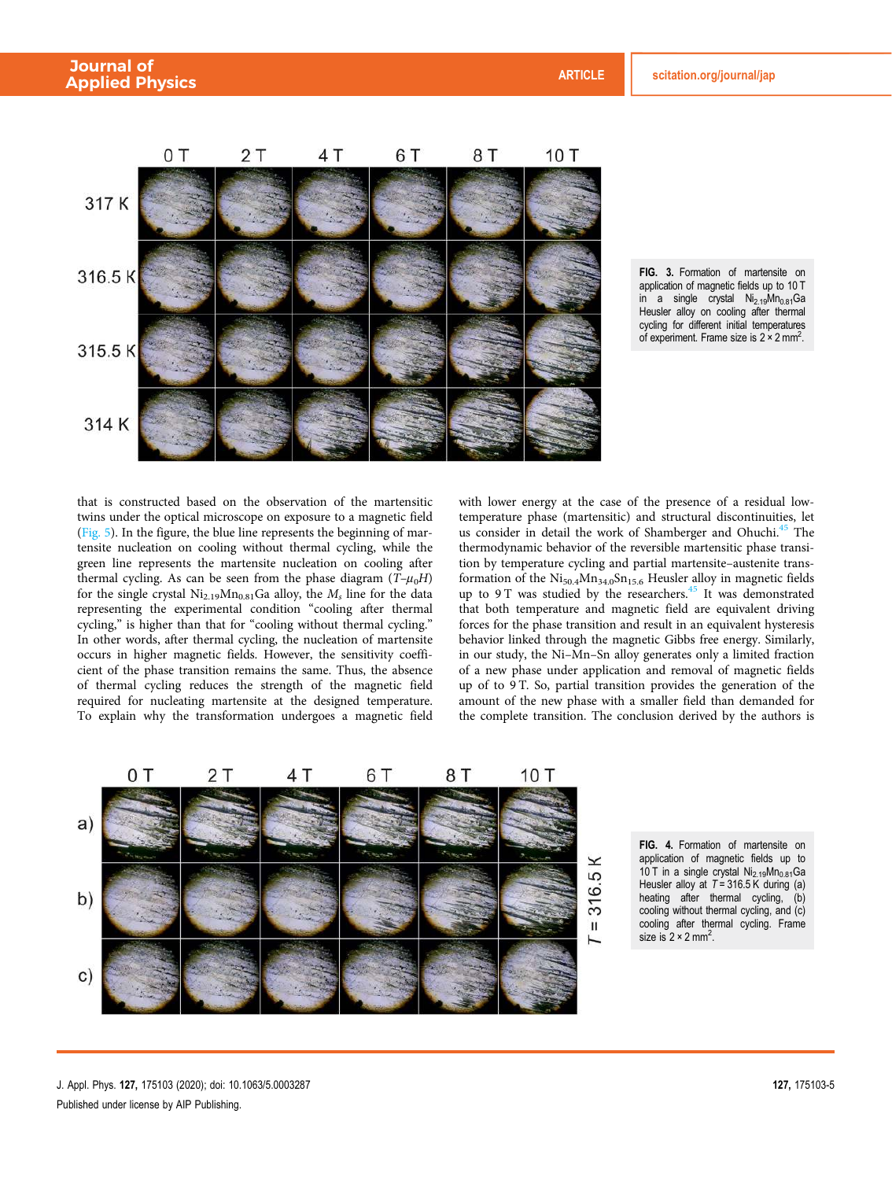FIG. 3. Formation of martensite on application of magnetic fields up to 10 T in a single crystal $Ni_{2.19}Mn_{0.81}Ga$ Heusler alloy on cooling after thermal cycling for different initial temperatures of experiment. Frame size is $2 \times 2$ mm$^2$.

that is constructed based on the observation of the martensitic twins under the optical microscope on exposure to a magnetic field (Fig. 5). In the figure, the blue line represents the beginning of martensite nucleation on cooling without thermal cycling, while the green line represents the martensite nucleation on cooling after thermal cycling. As can be seen from the phase diagram ($T$–$\mu_0H$) for the single crystal $Ni_{2.19}Mn_{0.81}Ga$ alloy, the $M_s$ line for the data representing the experimental condition "cooling after thermal cycling," is higher than that for "cooling without thermal cycling." In other words, after thermal cycling, the nucleation of martensite occurs in higher magnetic fields. However, the sensitivity coefficient of the phase transition remains the same. Thus, the absence of thermal cycling reduces the strength of the magnetic field required for nucleating martensite at the designed temperature. To explain why the transformation undergoes a magnetic field with lower energy at the case of the presence of a residual low-temperature phase (martensitic) and structural discontinuities, let us consider in detail the work of Shamberger and Ohuchi.[45] The thermodynamic behavior of the reversible martensitic phase transition by temperature cycling and partial martensite–austenite transformation of the $Ni_{50.4}Mn_{34.0}Sn_{15.6}$ Heusler alloy in magnetic fields up to 9 T was studied by the researchers.[45] It was demonstrated that both temperature and magnetic field are equivalent driving forces for the phase transition and result in an equivalent hysteresis behavior linked through the magnetic Gibbs free energy. Similarly, in our study, the Ni–Mn–Sn alloy generates only a limited fraction of a new phase under application and removal of magnetic fields up of to 9 T. So, partial transition provides the generation of the amount of the new phase with a smaller field than demanded for the complete transition. The conclusion derived by the authors is

FIG. 4. Formation of martensite on application of magnetic fields up to 10 T in a single crystal $Ni_{2.19}Mn_{0.81}Ga$ Heusler alloy at $T = 316.5$ K during (a) heating after thermal cycling, (b) cooling without thermal cycling, and (c) cooling after thermal cycling. Frame size is $2 \times 2$ mm$^2$.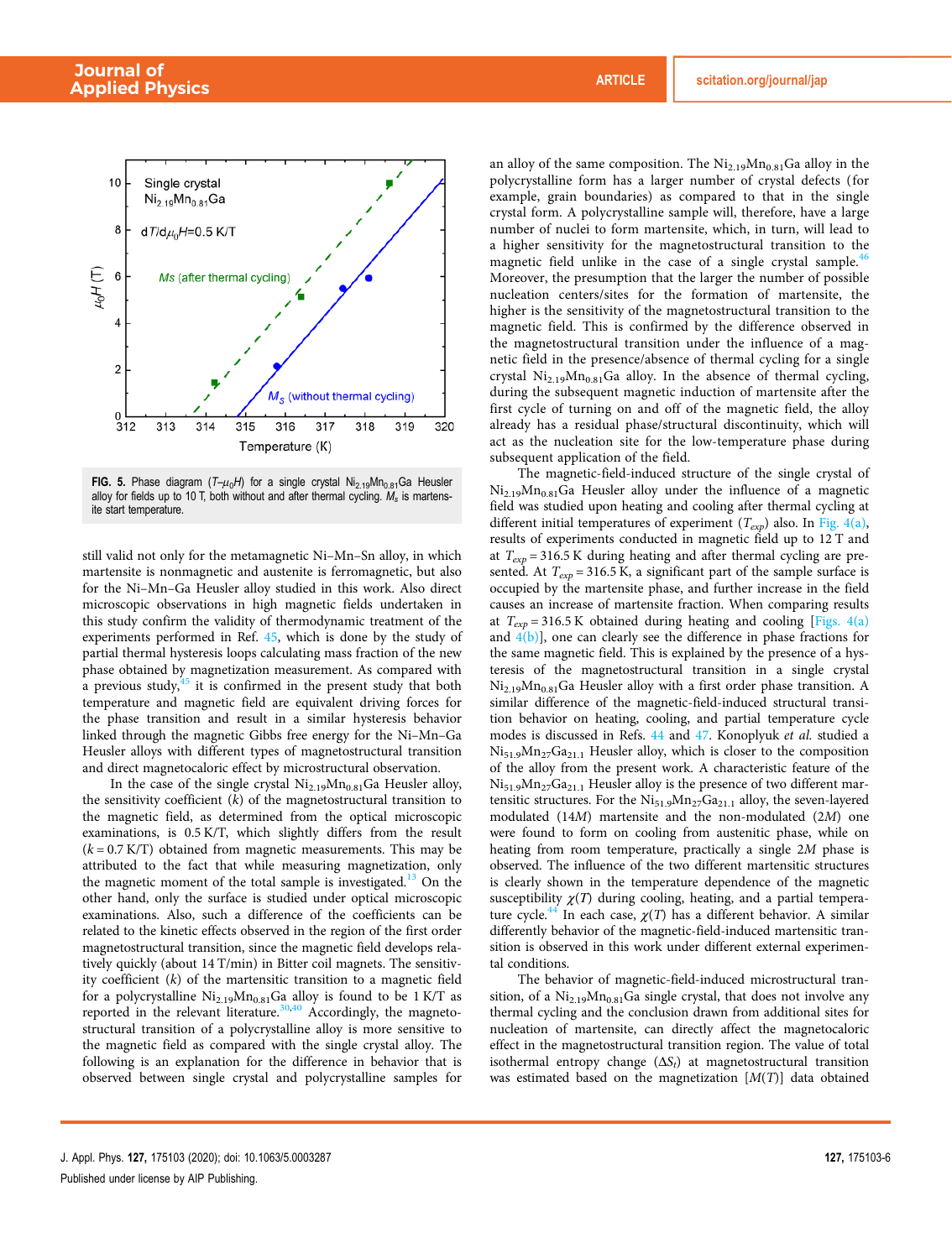**FIG. 5.** Phase diagram ($T$–$\mu_0H$) for a single crystal $Ni_{2.19}Mn_{0.81}Ga$ Heusler alloy for fields up to 10 T, both without and after thermal cycling. $M_s$ is martensite start temperature.

still valid not only for the metamagnetic Ni–Mn–Sn alloy, in which martensite is nonmagnetic and austenite is ferromagnetic, but also for the Ni–Mn–Ga Heusler alloy studied in this work. Also direct microscopic observations in high magnetic fields undertaken in this study confirm the validity of thermodynamic treatment of the experiments performed in Ref. 45, which is done by the study of partial thermal hysteresis loops calculating mass fraction of the new phase obtained by magnetization measurement. As compared with a previous study,[45] it is confirmed in the present study that both temperature and magnetic field are equivalent driving forces for the phase transition and result in a similar hysteresis behavior linked through the magnetic Gibbs free energy for the Ni–Mn–Ga Heusler alloys with different types of magnetostructural transition and direct magnetocaloric effect by microstructural observation.

In the case of the single crystal $Ni_{2.19}Mn_{0.81}Ga$ Heusler alloy, the sensitivity coefficient ($k$) of the magnetostructural transition to the magnetic field, as determined from the optical microscopic examinations, is 0.5 K/T, which slightly differs from the result ($k = 0.7$ K/T) obtained from magnetic measurements. This may be attributed to the fact that while measuring magnetization, only the magnetic moment of the total sample is investigated.[13] On the other hand, only the surface is studied under optical microscopic examinations. Also, such a difference of the coefficients can be related to the kinetic effects observed in the region of the first order magnetostructural transition, since the magnetic field develops relatively quickly (about 14 T/min) in Bitter coil magnets. The sensitivity coefficient ($k$) of the martensitic transition to a magnetic field for a polycrystalline $Ni_{2.19}Mn_{0.81}Ga$ alloy is found to be 1 K/T as reported in the relevant literature.[30,40] Accordingly, the magnetostructural transition of a polycrystalline alloy is more sensitive to the magnetic field as compared with the single crystal alloy. The following is an explanation for the difference in behavior that is observed between single crystal and polycrystalline samples for an alloy of the same composition. The $Ni_{2.19}Mn_{0.81}Ga$ alloy in the polycrystalline form has a larger number of crystal defects (for example, grain boundaries) as compared to that in the single crystal form. A polycrystalline sample will, therefore, have a large number of nuclei to form martensite, which, in turn, will lead to a higher sensitivity for the magnetostructural transition to the magnetic field unlike in the case of a single crystal sample.[46] Moreover, the presumption that the larger the number of possible nucleation centers/sites for the formation of martensite, the higher is the sensitivity of the magnetostructural transition to the magnetic field. This is confirmed by the difference observed in the magnetostructural transition under the influence of a magnetic field in the presence/absence of thermal cycling for a single crystal $Ni_{2.19}Mn_{0.81}Ga$ alloy. In the absence of thermal cycling, during the subsequent magnetic induction of martensite after the first cycle of turning on and off of the magnetic field, the alloy already has a residual phase/structural discontinuity, which will act as the nucleation site for the low-temperature phase during subsequent application of the field.

The magnetic-field-induced structure of the single crystal of $Ni_{2.19}Mn_{0.81}Ga$ Heusler alloy under the influence of a magnetic field was studied upon heating and cooling after thermal cycling at different initial temperatures of experiment ($T_{exp}$) also. In Fig. 4(a), results of experiments conducted in magnetic field up to 12 T and at $T_{exp} = 316.5$ K during heating and after thermal cycling are presented. At $T_{exp} = 316.5$ K, a significant part of the sample surface is occupied by the martensite phase, and further increase in the field causes an increase of martensite fraction. When comparing results at $T_{exp} = 316.5$ K obtained during heating and cooling [Figs. 4(a) and 4(b)], one can clearly see the difference in phase fractions for the same magnetic field. This is explained by the presence of a hysteresis of the magnetostructural transition in a single crystal $Ni_{2.19}Mn_{0.81}Ga$ Heusler alloy with a first order phase transition. A similar difference of the magnetic-field-induced structural transition behavior on heating, cooling, and partial temperature cycle modes is discussed in Refs. 44 and 47. Konoplyuk *et al.* studied a $Ni_{51.9}Mn_{27}Ga_{21.1}$ Heusler alloy, which is closer to the composition of the alloy from the present work. A characteristic feature of the $Ni_{51.9}Mn_{27}Ga_{21.1}$ Heusler alloy is the presence of two different martensitic structures. For the $Ni_{51.9}Mn_{27}Ga_{21.1}$ alloy, the seven-layered modulated (14*M*) martensite and the non-modulated (2*M*) one were found to form on cooling from austenitic phase, while on heating from room temperature, practically a single 2*M* phase is observed. The influence of the two different martensitic structures is clearly shown in the temperature dependence of the magnetic susceptibility $\chi(T)$ during cooling, heating, and a partial temperature cycle.[44] In each case, $\chi(T)$ has a different behavior. A similar differently behavior of the magnetic-field-induced martensitic transition is observed in this work under different external experimental conditions.

The behavior of magnetic-field-induced microstructural transition, of a $Ni_{2.19}Mn_{0.81}Ga$ single crystal, that does not involve any thermal cycling and the conclusion drawn from additional sites for nucleation of martensite, can directly affect the magnetocaloric effect in the magnetostructural transition region. The value of total isothermal entropy change ($\Delta S_t$) at magnetostructural transition was estimated based on the magnetization [$M(T)$] data obtained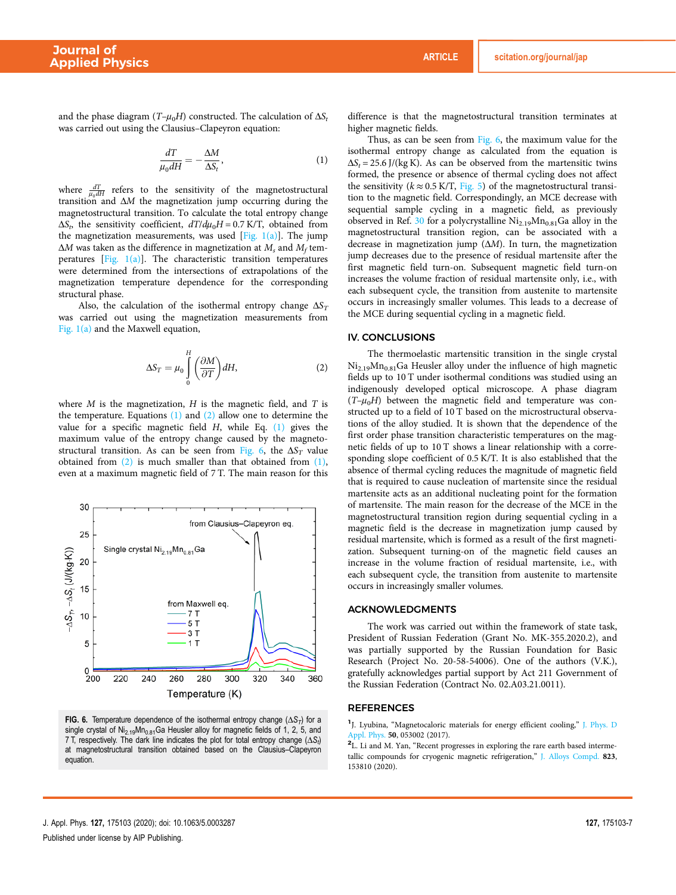and the phase diagram ($T$–$\mu_0 H$) constructed. The calculation of $\Delta S_t$ was carried out using the Clausius–Clapeyron equation:

$$\frac{dT}{\mu_0 dH} = -\frac{\Delta M}{\Delta S_t}, \tag{1}$$

where $\frac{dT}{\mu_0 dH}$ refers to the sensitivity of the magnetostructural transition and $\Delta M$ the magnetization jump occurring during the magnetostructural transition. To calculate the total entropy change $\Delta S_t$, the sensitivity coefficient, $dT/d\mu_0 H = 0.7$ K/T, obtained from the magnetization measurements, was used [Fig. 1(a)]. The jump $\Delta M$ was taken as the difference in magnetization at $M_s$ and $M_f$ temperatures [Fig. 1(a)]. The characteristic transition temperatures were determined from the intersections of extrapolations of the magnetization temperature dependence for the corresponding structural phase.

Also, the calculation of the isothermal entropy change $\Delta S_T$ was carried out using the magnetization measurements from Fig. 1(a) and the Maxwell equation,

$$\Delta S_T = \mu_0 \int_0^H \left(\frac{\partial M}{\partial T}\right) dH, \tag{2}$$

where $M$ is the magnetization, $H$ is the magnetic field, and $T$ is the temperature. Equations (1) and (2) allow one to determine the value for a specific magnetic field $H$, while Eq. (1) gives the maximum value of the entropy change caused by the magnetostructural transition. As can be seen from Fig. 6, the $\Delta S_T$ value obtained from (2) is much smaller than that obtained from (1), even at a maximum magnetic field of 7 T. The main reason for this difference is that the magnetostructural transition terminates at higher magnetic fields.

FIG. 6. Temperature dependence of the isothermal entropy change ($\Delta S_T$) for a single crystal of $Ni_{2.19}Mn_{0.81}Ga$ Heusler alloy for magnetic fields of 1, 2, 5, and 7 T, respectively. The dark line indicates the plot for total entropy change ($\Delta S_t$) at magnetostructural transition obtained based on the Clausius–Clapeyron equation.

Thus, as can be seen from Fig. 6, the maximum value for the isothermal entropy change as calculated from the equation is $\Delta S_t = 25.6$ J/(kg K). As can be observed from the martensitic twins formed, the presence or absence of thermal cycling does not affect the sensitivity ($k \approx 0.5$ K/T, Fig. 5) of the magnetostructural transition to the magnetic field. Correspondingly, an MCE decrease with sequential sample cycling in a magnetic field, as previously observed in Ref. 30 for a polycrystalline $Ni_{2.19}Mn_{0.81}Ga$ alloy in the magnetostructural transition region, can be associated with a decrease in magnetization jump ($\Delta M$). In turn, the magnetization jump decreases due to the presence of residual martensite after the first magnetic field turn-on. Subsequent magnetic field turn-on increases the volume fraction of residual martensite only, i.e., with each subsequent cycle, the transition from austenite to martensite occurs in increasingly smaller volumes. This leads to a decrease of the MCE during sequential cycling in a magnetic field.

## IV. CONCLUSIONS

The thermoelastic martensitic transition in the single crystal $Ni_{2.19}Mn_{0.81}Ga$ Heusler alloy under the influence of high magnetic fields up to 10 T under isothermal conditions was studied using an indigenously developed optical microscope. A phase diagram ($T$–$\mu_0 H$) between the magnetic field and temperature was constructed up to a field of 10 T based on the microstructural observations of the alloy studied. It is shown that the dependence of the first order phase transition characteristic temperatures on the magnetic fields of up to 10 T shows a linear relationship with a corresponding slope coefficient of 0.5 K/T. It is also established that the absence of thermal cycling reduces the magnitude of magnetic field that is required to cause nucleation of martensite since the residual martensite acts as an additional nucleating point for the formation of martensite. The main reason for the decrease of the MCE in the magnetostructural transition region during sequential cycling in a magnetic field is the decrease in magnetization jump caused by residual martensite, which is formed as a result of the first magnetization. Subsequent turning-on of the magnetic field causes an increase in the volume fraction of residual martensite, i.e., with each subsequent cycle, the transition from austenite to martensite occurs in increasingly smaller volumes.

## ACKNOWLEDGMENTS

The work was carried out within the framework of state task, President of Russian Federation (Grant No. MK-355.2020.2), and was partially supported by the Russian Foundation for Basic Research (Project No. 20-58-54006). One of the authors (V.K.), gratefully acknowledges partial support by Act 211 Government of the Russian Federation (Contract No. 02.A03.21.0011).

## REFERENCES

[1] J. Lyubina, "Magnetocaloric materials for energy efficient cooling," J. Phys. D Appl. Phys. **50**, 053002 (2017).

[2] L. Li and M. Yan, "Recent progresses in exploring the rare earth based intermetallic compounds for cryogenic magnetic refrigeration," J. Alloys Compd. **823**, 153810 (2020).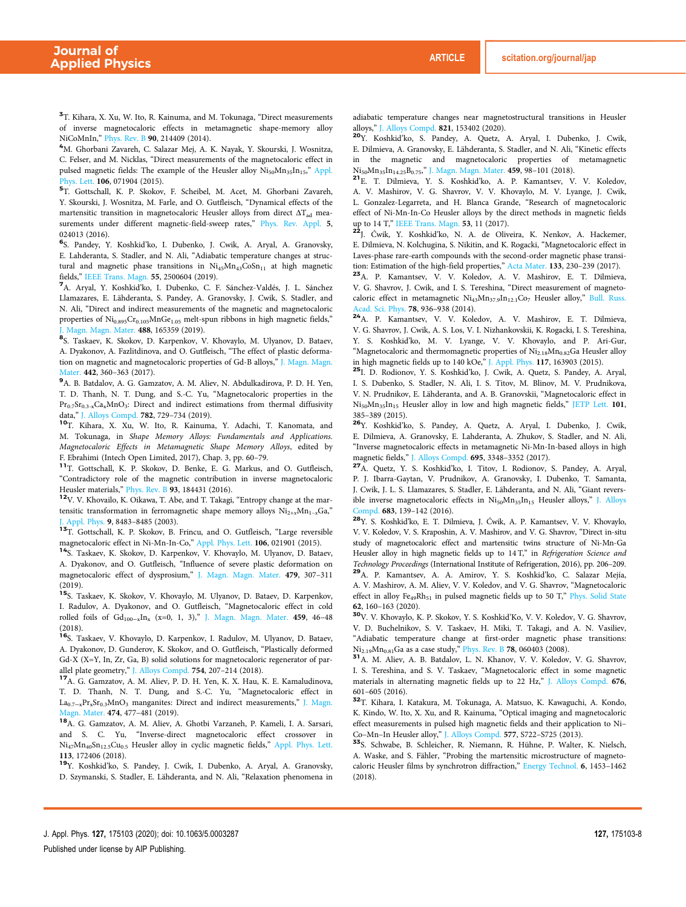[3]T. Kihara, X. Xu, W. Ito, R. Kainuma, and M. Tokunaga, "Direct measurements of inverse magnetocaloric effects in metamagnetic shape-memory alloy NiCoMnIn," Phys. Rev. B **90**, 214409 (2014).

[4]M. Ghorbani Zavareh, C. Salazar Mej, A. K. Nayak, Y. Skourski, J. Wosnitza, C. Felser, and M. Nicklas, "Direct measurements of the magnetocaloric effect in pulsed magnetic fields: The example of the Heusler alloy $Ni_{50}Mn_{35}In_{15}$," Appl. Phys. Lett. **106**, 071904 (2015).

[5]T. Gottschall, K. P. Skokov, F. Scheibel, M. Acet, M. Ghorbani Zavareh, Y. Skourski, J. Wosnitza, M. Farle, and O. Gutfleisch, "Dynamical effects of the martensitic transition in magnetocaloric Heusler alloys from direct $\Delta T_{ad}$ measurements under different magnetic-field-sweep rates," Phys. Rev. Appl. **5**, 024013 (2016).

[6]S. Pandey, Y. Koshkid'ko, I. Dubenko, J. Cwik, A. Aryal, A. Granovsky, E. Lahderanta, S. Stadler, and N. Ali, "Adiabatic temperature changes at structural and magnetic phase transitions in $Ni_{45}Mn_{43}CoSn_{11}$ at high magnetic fields," IEEE Trans. Magn. **55**, 2500604 (2019).

[7]A. Aryal, Y. Koshkid'ko, I. Dubenko, C. F. Sánchez-Valdés, J. L. Sánchez Llamazares, E. Lähderanta, S. Pandey, A. Granovsky, J. Cwik, S. Stadler, and N. Ali, "Direct and indirect measurements of the magnetic and magnetocaloric properties of $Ni_{0.895}Cr_{0.105}MnGe_{1.05}$ melt-spun ribbons in high magnetic fields," J. Magn. Magn. Mater. **488**, 165359 (2019).

[8]S. Taskaev, K. Skokov, D. Karpenkov, V. Khovaylo, M. Ulyanov, D. Bataev, A. Dyakonov, A. Fazlitdinova, and O. Gutfleisch, "The effect of plastic deformation on magnetic and magnetocaloric properties of Gd-B alloys," J. Magn. Magn. Mater. **442**, 360–363 (2017).

[9]A. B. Batdalov, A. G. Gamzatov, A. M. Aliev, N. Abdulkadirova, P. D. H. Yen, T. D. Thanh, N. T. Dung, and S.-C. Yu, "Magnetocaloric properties in the $Pr_{0.7}Sr_{0.3-x}Ca_xMnO_3$: Direct and indirect estimations from thermal diffusivity data," J. Alloys Compd. **782**, 729–734 (2019).

[10]T. Kihara, X. Xu, W. Ito, R. Kainuma, Y. Adachi, T. Kanomata, and M. Tokunaga, in *Shape Memory Alloys: Fundamentals and Applications. Magnetocaloric Effects in Metamagnetic Shape Memory Alloys*, edited by F. Ebrahimi (Intech Open Limited, 2017), Chap. 3, pp. 60–79.

[11]T. Gottschall, K. P. Skokov, D. Benke, E. G. Markus, and O. Gutfleisch, "Contradictory role of the magnetic contribution in inverse magnetocaloric Heusler materials," Phys. Rev. B **93**, 184431 (2016).

[12]V. V. Khovailo, K. Oikawa, T. Abe, and T. Takagi, "Entropy change at the martensitic transformation in ferromagnetic shape memory alloys $Ni_{2+x}Mn_{1-x}Ga$," J. Appl. Phys. **9**, 8483–8485 (2003).

[13]T. Gottschall, K. P. Skokov, B. Frincu, and O. Gutfleisch, "Large reversible magnetocaloric effect in Ni-Mn-In-Co," Appl. Phys. Lett. **106**, 021901 (2015).

[14]S. Taskaev, K. Skokov, D. Karpenkov, V. Khovaylo, M. Ulyanov, D. Bataev, A. Dyakonov, and O. Gutfleisch, "Influence of severe plastic deformation on magnetocaloric effect of dysprosium," J. Magn. Magn. Mater. **479**, 307–311 (2019).

[15]S. Taskaev, K. Skokov, V. Khovaylo, M. Ulyanov, D. Bataev, D. Karpenkov, I. Radulov, A. Dyakonov, and O. Gutfleisch, "Magnetocaloric effect in cold rolled foils of $Gd_{100-x}In_x$ (x=0, 1, 3)," J. Magn. Magn. Mater. **459**, 46–48 (2018).

[16]S. Taskaev, V. Khovaylo, D. Karpenkov, I. Radulov, M. Ulyanov, D. Bataev, A. Dyakonov, D. Gunderov, K. Skokov, and O. Gutfleisch, "Plastically deformed Gd-X (X=Y, In, Zr, Ga, B) solid solutions for magnetocaloric regenerator of parallel plate geometry," J. Alloys Compd. **754**, 207–214 (2018).

[17]A. G. Gamzatov, A. M. Aliev, P. D. H. Yen, K. X. Hau, K. E. Kamaludinova, T. D. Thanh, N. T. Dung, and S.-C. Yu, "Magnetocaloric effect in $La_{0.7-x}Pr_xSr_{0.3}MnO_3$ manganites: Direct and indirect measurements," J. Magn. Magn. Mater. **474**, 477–481 (2019).

[18]A. G. Gamzatov, A. M. Aliev, A. Ghotbi Varzaneh, P. Kameli, I. A. Sarsari, and S. C. Yu, "Inverse-direct magnetocaloric effect crossover in $Ni_{47}Mn_{40}Sn_{12.5}Cu_{0.5}$ Heusler alloy in cyclic magnetic fields," Appl. Phys. Lett. **113**, 172406 (2018).

[19]Y. Koshkid'ko, S. Pandey, J. Cwik, I. Dubenko, A. Aryal, A. Granovsky, D. Szymanski, S. Stadler, E. Lähderanta, and N. Ali, "Relaxation phenomena in adiabatic temperature changes near magnetostructural transitions in Heusler alloys," J. Alloys Compd. **821**, 153402 (2020).

[20]Y. Koshkid'ko, S. Pandey, A. Quetz, A. Aryal, I. Dubenko, J. Cwik, E. Dilmieva, A. Granovsky, E. Lähderanta, S. Stadler, and N. Ali, "Kinetic effects in the magnetic and magnetocaloric properties of metamagnetic $Ni_{50}Mn_{35}In_{14.25}B_{0.75}$," J. Magn. Magn. Mater. **459**, 98–101 (2018).

[21]E. T. Dilmieva, Y. S. Koshkid'ko, A. P. Kamantsev, V. V. Koledov, A. V. Mashirov, V. G. Shavrov, V. V. Khovaylo, M. V. Lyange, J. Cwik, L. Gonzalez-Legarreta, and H. Blanca Grande, "Research of magnetocaloric effect of Ni-Mn-In-Co Heusler alloys by the direct methods in magnetic fields up to 14 T," IEEE Trans. Magn. **53**, 11 (2017).

[22]J. Ćwik, Y. Koshkid'ko, N. A. de Oliveira, K. Nenkov, A. Hackemer, E. Dilmieva, N. Kolchugina, S. Nikitin, and K. Rogacki, "Magnetocaloric effect in Laves-phase rare-earth compounds with the second-order magnetic phase transition: Estimation of the high-field properties," Acta Mater. **133**, 230–239 (2017).

[23]A. P. Kamantsev, V. V. Koledov, A. V. Mashirov, E. T. Dilmieva, V. G. Shavrov, J. Cwik, and I. S. Tereshina, "Direct measurement of magnetocaloric effect in metamagnetic $Ni_{43}Mn_{37.9}In_{12.1}Co_7$ Heusler alloy," Bull. Russ. Acad. Sci. Phys. **78**, 936–938 (2014).

[24]A. P. Kamantsev, V. V. Koledov, A. V. Mashirov, E. T. Dilmieva, V. G. Shavrov, J. Cwik, A. S. Los, V. I. Nizhankovskii, K. Rogacki, I. S. Tereshina, Y. S. Koshkid'ko, M. V. Lyange, V. V. Khovaylo, and P. Ari-Gur, "Magnetocaloric and thermomagnetic properties of $Ni_{2.18}Mn_{0.82}Ga$ Heusler alloy in high magnetic fields up to 140 kOe," J. Appl. Phys. **117**, 163903 (2015).

[25]I. D. Rodionov, Y. S. Koshkid'ko, J. Cwik, A. Quetz, S. Pandey, A. Aryal, I. S. Dubenko, S. Stadler, N. Ali, I. S. Titov, M. Blinov, M. V. Prudnikova, V. N. Prudnikov, E. Lähderanta, and A. B. Granovskii, "Magnetocaloric effect in $Ni_{50}Mn_{35}In_{15}$ Heusler alloy in low and high magnetic fields," JETP Lett. **101**, 385–389 (2015).

[26]Y. Koshkid'ko, S. Pandey, A. Quetz, A. Aryal, I. Dubenko, J. Cwik, E. Dilmieva, A. Granovsky, E. Lahderanta, A. Zhukov, S. Stadler, and N. Ali, "Inverse magnetocaloric effects in metamagnetic Ni-Mn-In-based alloys in high magnetic fields," J. Alloys Compd. **695**, 3348–3352 (2017).

[27]A. Quetz, Y. S. Koshkid'ko, I. Titov, I. Rodionov, S. Pandey, A. Aryal, P. J. Ibarra-Gaytan, V. Prudnikov, A. Granovsky, I. Dubenko, T. Samanta, J. Cwik, J. L. S. Llamazares, S. Stadler, E. Lähderanta, and N. Ali, "Giant reversible inverse magnetocaloric effects in $Ni_{50}Mn_{35}In_{15}$ Heusler alloys," J. Alloys Compd. **683**, 139–142 (2016).

[28]Y. S. Koshkid'ko, E. T. Dilmieva, J. Ćwik, A. P. Kamantsev, V. V. Khovaylo, V. V. Koledov, V. S. Kraposhin, A. V. Mashirov, and V. G. Shavrov, "Direct in-situ study of magnetocaloric effect and martensitic twins structure of Ni-Mn-Ga Heusler alloy in high magnetic fields up to 14 T," in *Refrigeration Science and Technology Proceedings* (International Institute of Refrigeration, 2016), pp. 206–209.

[29]A. P. Kamantsev, A. A. Amirov, Y. S. Koshkid'ko, C. Salazar Mejía, A. V. Mashirov, A. M. Aliev, V. V. Koledov, and V. G. Shavrov, "Magnetocaloric effect in alloy $Fe_{49}Rh_{51}$ in pulsed magnetic fields up to 50 T," Phys. Solid State **62**, 160–163 (2020).

[30]V. V. Khovaylo, K. P. Skokov, Y. S. Koshkid'Ko, V. V. Koledov, V. G. Shavrov, V. D. Buchelnikov, S. V. Taskaev, H. Miki, T. Takagi, and A. N. Vasiliev, "Adiabatic temperature change at first-order magnetic phase transitions: $Ni_{2.19}Mn_{0.81}Ga$ as a case study," Phys. Rev. B **78**, 060403 (2008).

[31]A. M. Aliev, A. B. Batdalov, L. N. Khanov, V. V. Koledov, V. G. Shavrov, I. S. Tereshina, and S. V. Taskaev, "Magnetocaloric effect in some magnetic materials in alternating magnetic fields up to 22 Hz," J. Alloys Compd. **676**, 601–605 (2016).

[32]T. Kihara, I. Katakura, M. Tokunaga, A. Matsuo, K. Kawaguchi, A. Kondo, K. Kindo, W. Ito, X. Xu, and R. Kainuma, "Optical imaging and magnetocaloric effect measurements in pulsed high magnetic fields and their application to Ni–Co–Mn–In Heusler alloy," J. Alloys Compd. **577**, S722–S725 (2013).

[33]S. Schwabe, B. Schleicher, R. Niemann, R. Hühne, P. Walter, K. Nielsch, A. Waske, and S. Fähler, "Probing the martensitic microstructure of magnetocaloric Heusler films by synchrotron diffraction," Energy Technol. **6**, 1453–1462 (2018).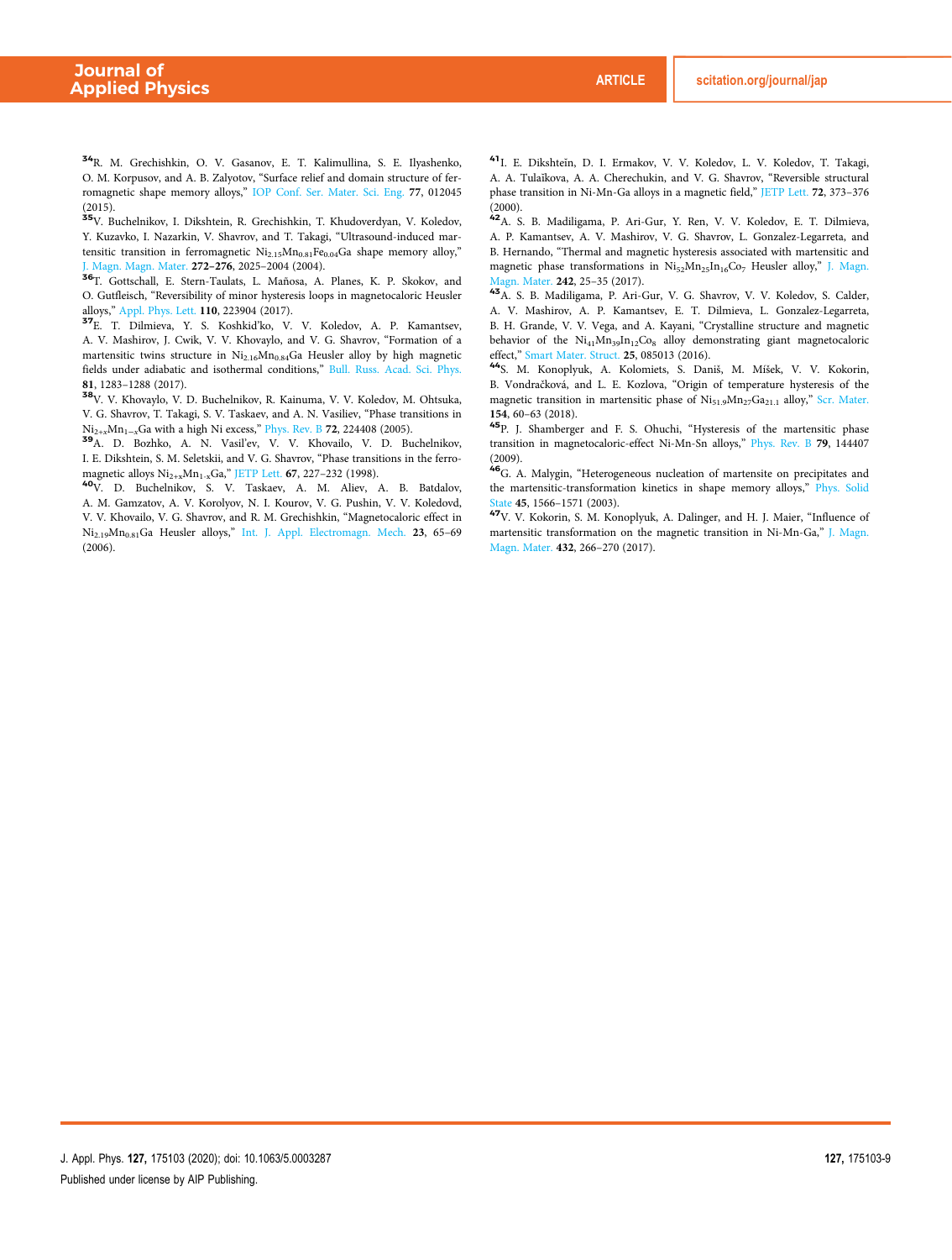[34] R. M. Grechishkin, O. V. Gasanov, E. T. Kalimullina, S. E. Ilyashenko, O. M. Korpusov, and A. B. Zalyotov, "Surface relief and domain structure of ferromagnetic shape memory alloys," IOP Conf. Ser. Mater. Sci. Eng. **77**, 012045 (2015).

[35] V. Buchelnikov, I. Dikshtein, R. Grechishkin, T. Khudoverdyan, V. Koledov, Y. Kuzavko, I. Nazarkin, V. Shavrov, and T. Takagi, "Ultrasound-induced martensitic transition in ferromagnetic $Ni_{2.15}Mn_{0.81}Fe_{0.04}Ga$ shape memory alloy," J. Magn. Magn. Mater. **272–276**, 2025–2004 (2004).

[36] T. Gottschall, E. Stern-Taulats, L. Mañosa, A. Planes, K. P. Skokov, and O. Gutfleisch, "Reversibility of minor hysteresis loops in magnetocaloric Heusler alloys," Appl. Phys. Lett. **110**, 223904 (2017).

[37] E. T. Dilmieva, Y. S. Koshkid'ko, V. V. Koledov, A. P. Kamantsev, A. V. Mashirov, J. Cwik, V. V. Khovaylo, and V. G. Shavrov, "Formation of a martensitic twins structure in $Ni_{2.16}Mn_{0.84}Ga$ Heusler alloy by high magnetic fields under adiabatic and isothermal conditions," Bull. Russ. Acad. Sci. Phys. **81**, 1283–1288 (2017).

[38] V. V. Khovaylo, V. D. Buchelnikov, R. Kainuma, V. V. Koledov, M. Ohtsuka, V. G. Shavrov, T. Takagi, S. V. Taskaev, and A. N. Vasiliev, "Phase transitions in $Ni_{2+x}Mn_{1-x}Ga$ with a high Ni excess," Phys. Rev. B **72**, 224408 (2005).

[39] A. D. Bozhko, A. N. Vasil'ev, V. V. Khovailo, V. D. Buchelnikov, I. E. Dikshtein, S. M. Seletskii, and V. G. Shavrov, "Phase transitions in the ferromagnetic alloys $Ni_{2+x}Mn_{1-x}Ga$," JETP Lett. **67**, 227–232 (1998).

[40] V. D. Buchelnikov, S. V. Taskaev, A. M. Aliev, A. B. Batdalov, A. M. Gamzatov, A. V. Korolyov, N. I. Kourov, V. G. Pushin, V. V. Koledovd, V. V. Khovailo, V. G. Shavrov, and R. M. Grechishkin, "Magnetocaloric effect in $Ni_{2.19}Mn_{0.81}Ga$ Heusler alloys," Int. J. Appl. Electromagn. Mech. **23**, 65–69 (2006).

[41] I. E. Dikshteĭn, D. I. Ermakov, V. V. Koledov, L. V. Koledov, T. Takagi, A. A. Tulaĭkova, A. A. Cherechukin, and V. G. Shavrov, "Reversible structural phase transition in Ni-Mn-Ga alloys in a magnetic field," JETP Lett. **72**, 373–376 (2000).

[42] A. S. B. Madiligama, P. Ari-Gur, Y. Ren, V. V. Koledov, E. T. Dilmieva, A. P. Kamantsev, A. V. Mashirov, V. G. Shavrov, L. Gonzalez-Legarreta, and B. Hernando, "Thermal and magnetic hysteresis associated with martensitic and magnetic phase transformations in $Ni_{52}Mn_{25}In_{16}Co_7$ Heusler alloy," J. Magn. Magn. Mater. **242**, 25–35 (2017).

[43] A. S. B. Madiligama, P. Ari-Gur, V. G. Shavrov, V. V. Koledov, S. Calder, A. V. Mashirov, A. P. Kamantsev, E. T. Dilmieva, L. Gonzalez-Legarreta, B. H. Grande, V. V. Vega, and A. Kayani, "Crystalline structure and magnetic behavior of the $Ni_{41}Mn_{39}In_{12}Co_8$ alloy demonstrating giant magnetocaloric effect," Smart Mater. Struct. **25**, 085013 (2016).

[44] S. M. Konoplyuk, A. Kolomiets, S. Daniš, M. Míšek, V. V. Kokorin, B. Vondračková, and L. E. Kozlova, "Origin of temperature hysteresis of the magnetic transition in martensitic phase of $Ni_{51.9}Mn_{27}Ga_{21.1}$ alloy," Scr. Mater. **154**, 60–63 (2018).

[45] P. J. Shamberger and F. S. Ohuchi, "Hysteresis of the martensitic phase transition in magnetocaloric-effect Ni-Mn-Sn alloys," Phys. Rev. B **79**, 144407 (2009).

[46] G. A. Malygin, "Heterogeneous nucleation of martensite on precipitates and the martensitic-transformation kinetics in shape memory alloys," Phys. Solid State **45**, 1566–1571 (2003).

[47] V. V. Kokorin, S. M. Konoplyuk, A. Dalinger, and H. J. Maier, "Influence of martensitic transformation on the magnetic transition in Ni-Mn-Ga," J. Magn. Magn. Mater. **432**, 266–270 (2017).